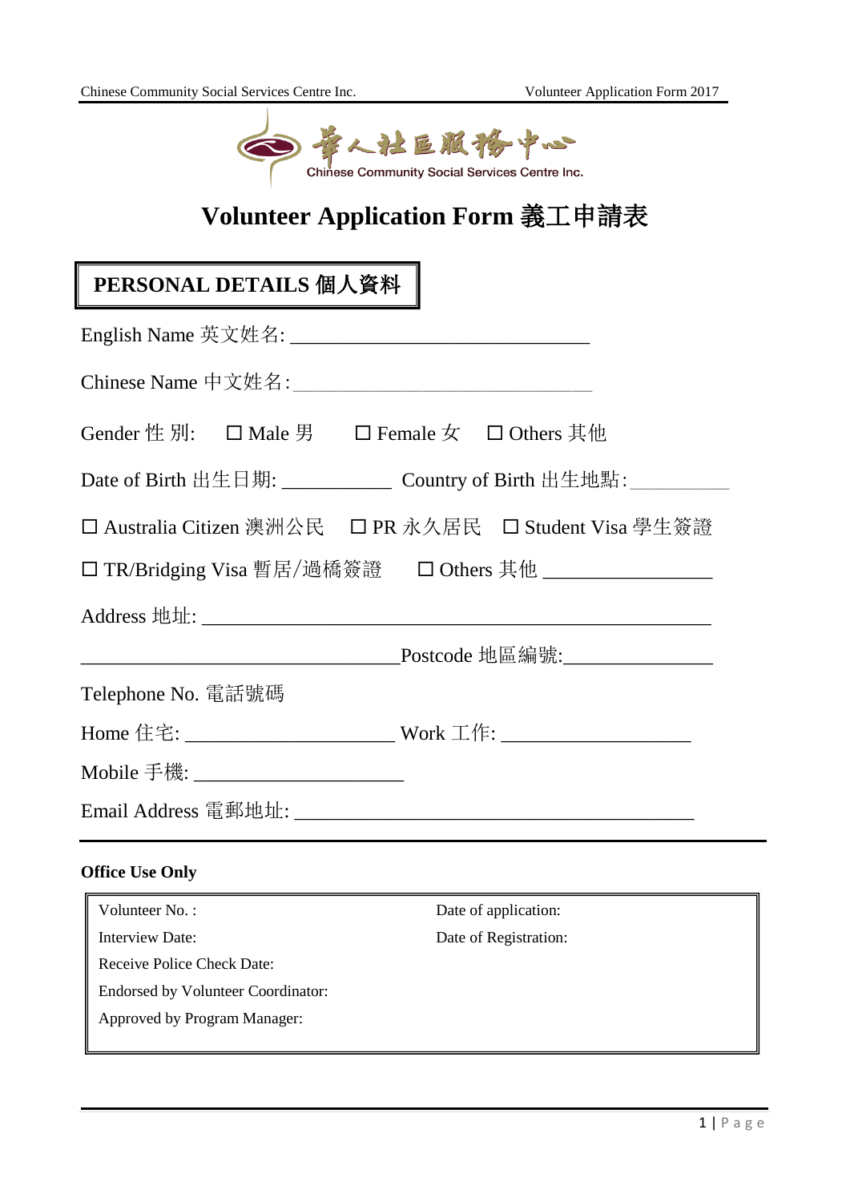華人社區服務中心
Chinese Community Social Services Centre Inc.

# Volunteer Application Form 義工申請表

## PERSONAL DETAILS 個人資料

English Name 英文姓名: ______________________________

Chinese Name 中文姓名: ______________________________

Gender 性 別: ☐ Male 男 ☐ Female 女 ☐ Others 其他

Date of Birth 出生日期: ___________ Country of Birth 出生地點: __________

☐ Australia Citizen 澳洲公民 ☐ PR 永久居民 ☐ Student Visa 學生簽證

☐ TR/Bridging Visa 暫居/過橋簽證 ☐ Others 其他 _________________

Address 地址: ___________________________________________________

________________________________Postcode 地區編號:_______________

Telephone No. 電話號碼

Home 住宅: _____________________ Work 工作: ___________________

Mobile 手機: _____________________

Email Address 電郵地址: ________________________________________

**Office Use Only**

| | |
|---|---|
| Volunteer No. : | Date of application: |
| Interview Date: | Date of Registration: |
| Receive Police Check Date: | |
| Endorsed by Volunteer Coordinator: | |
| Approved by Program Manager: | |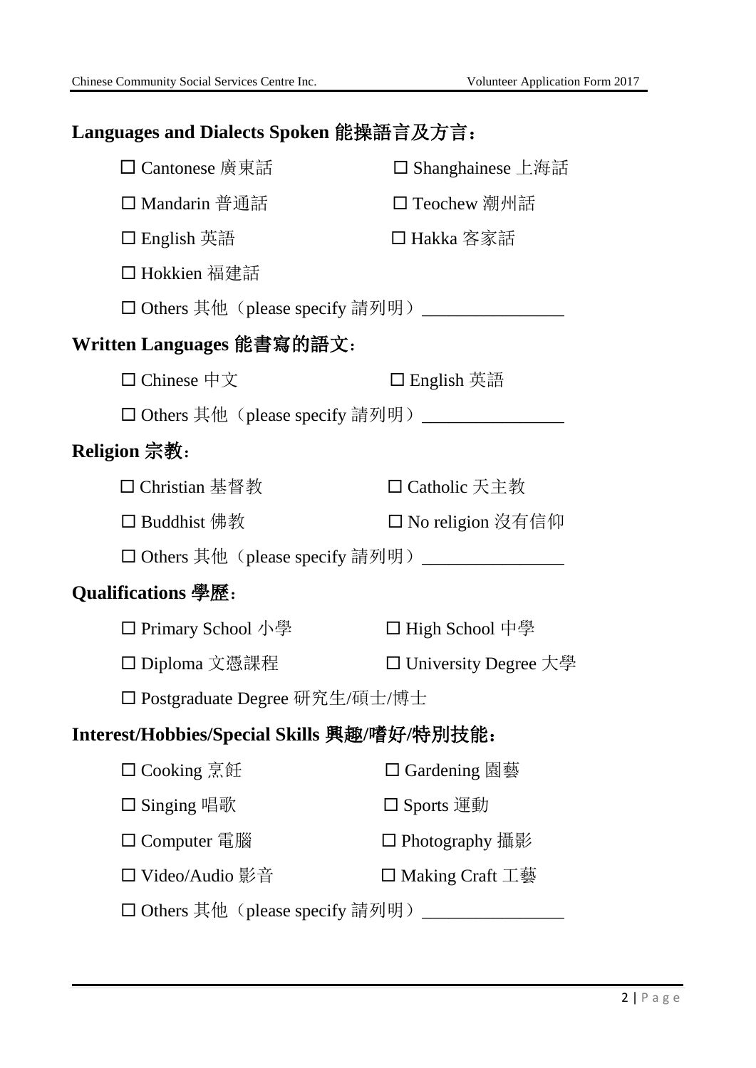## Languages and Dialects Spoken 能操語言及方言：

☐ Cantonese 廣東話　　☐ Shanghainese 上海話

☐ Mandarin 普通話　　☐ Teochew 潮州話

☐ English 英語　　☐ Hakka 客家話

☐ Hokkien 福建話

☐ Others 其他（please specify 請列明）________________

## Written Languages 能書寫的語文:

☐ Chinese 中文　　☐ English 英語

☐ Others 其他（please specify 請列明）________________

## Religion 宗教:

☐ Christian 基督教　　☐ Catholic 天主教

☐ Buddhist 佛教　　☐ No religion 沒有信仰

☐ Others 其他（please specify 請列明）________________

## Qualifications 學歷:

☐ Primary School 小學　　☐ High School 中學

☐ Diploma 文憑課程　　☐ University Degree 大學

☐ Postgraduate Degree 研究生/碩士/博士

## Interest/Hobbies/Special Skills 興趣/嗜好/特別技能：

☐ Cooking 烹飪　　☐ Gardening 園藝

☐ Singing 唱歌　　☐ Sports 運動

☐ Computer 電腦　　☐ Photography 攝影

☐ Video/Audio 影音　　☐ Making Craft 工藝

☐ Others 其他（please specify 請列明）________________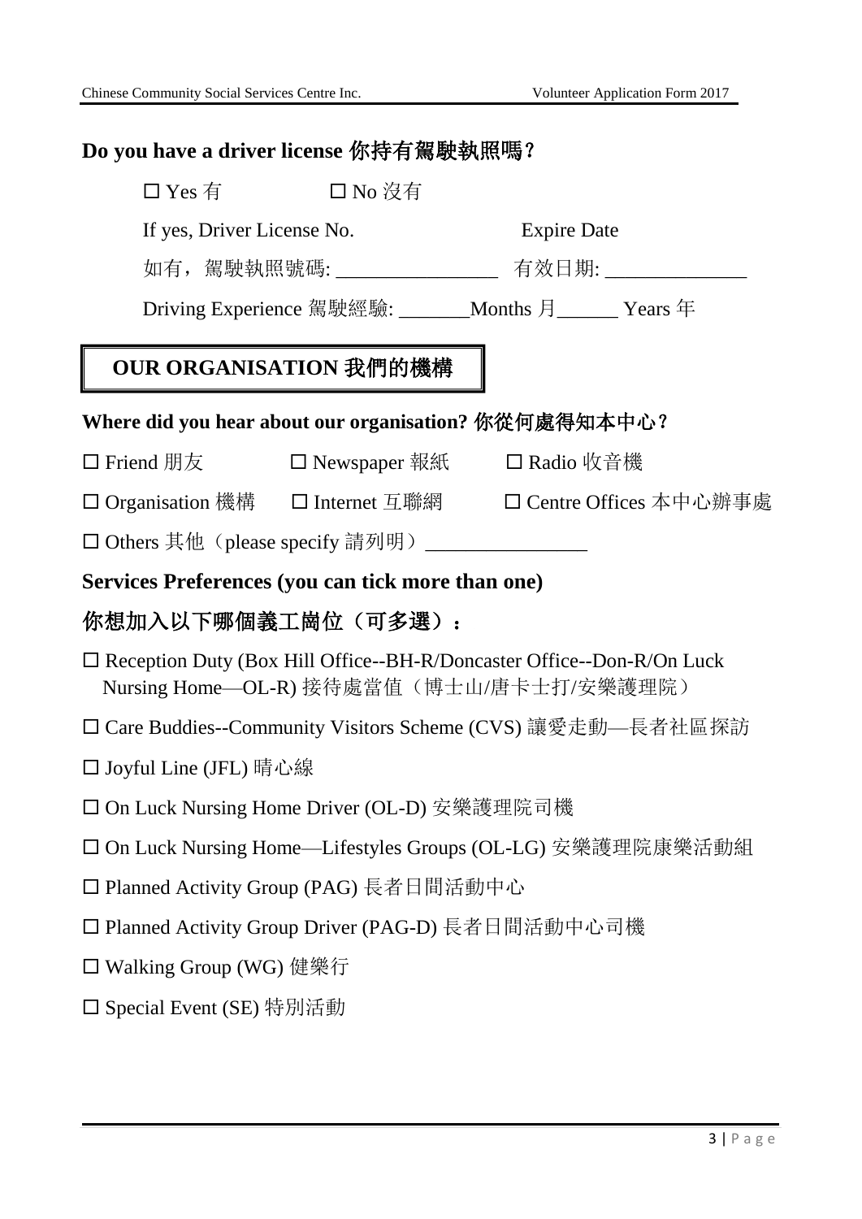**Do you have a driver license 你持有駕駛執照嗎？**

☐ Yes 有　　　　☐ No 沒有

If yes, Driver License No.　　　　　　　　Expire Date

如有，駕駛執照號碼: ________________ 有效日期: ______________

Driving Experience 駕駛經驗: _______Months 月______ Years 年

## OUR ORGANISATION 我們的機構

**Where did you hear about our organisation? 你從何處得知本中心？**

☐ Friend 朋友　　☐ Newspaper 報紙　　☐ Radio 收音機

☐ Organisation 機構　　☐ Internet 互聯網　　☐ Centre Offices 本中心辦事處

☐ Others 其他（please specify 請列明）________________

**Services Preferences (you can tick more than one)**

**你想加入以下哪個義工崗位（可多選）：**

☐ Reception Duty (Box Hill Office--BH-R/Doncaster Office--Don-R/On Luck Nursing Home—OL-R) 接待處當值（博士山/唐卡士打/安樂護理院）

☐ Care Buddies--Community Visitors Scheme (CVS) 讓愛走動—長者社區探訪

☐ Joyful Line (JFL) 晴心線

☐ On Luck Nursing Home Driver (OL-D) 安樂護理院司機

☐ On Luck Nursing Home—Lifestyles Groups (OL-LG) 安樂護理院康樂活動組

☐ Planned Activity Group (PAG) 長者日間活動中心

☐ Planned Activity Group Driver (PAG-D) 長者日間活動中心司機

☐ Walking Group (WG) 健樂行

☐ Special Event (SE) 特別活動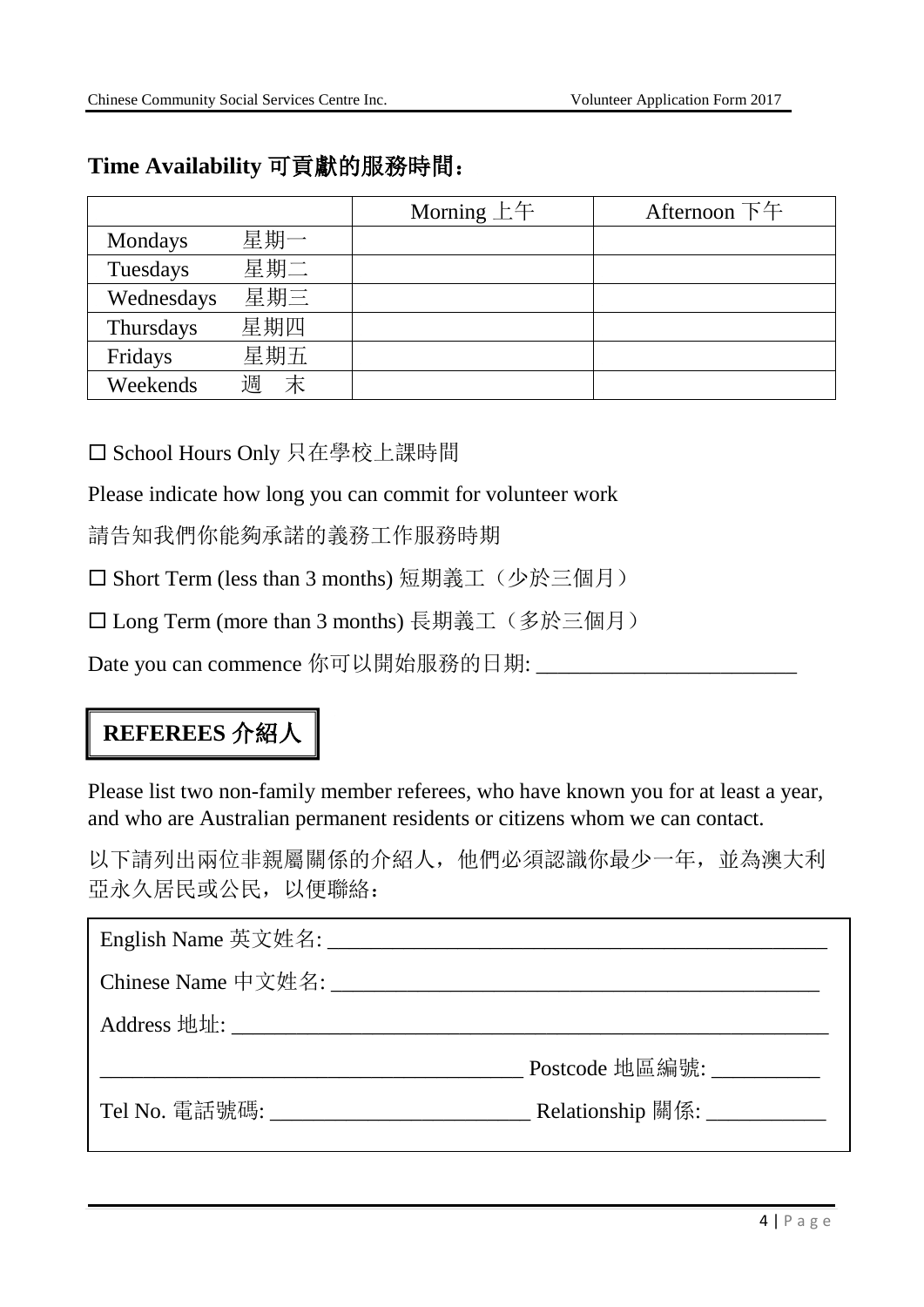## Time Availability 可貢獻的服務時間：

| | Morning 上午 | Afternoon 下午 |
|---|---|---|
| Mondays 星期一 | | |
| Tuesdays 星期二 | | |
| Wednesdays 星期三 | | |
| Thursdays 星期四 | | |
| Fridays 星期五 | | |
| Weekends 週 末 | | |

☐ School Hours Only 只在學校上課時間

Please indicate how long you can commit for volunteer work

請告知我們你能夠承諾的義務工作服務時期

☐ Short Term (less than 3 months) 短期義工（少於三個月）

☐ Long Term (more than 3 months) 長期義工（多於三個月）

Date you can commence 你可以開始服務的日期: ________________________

## REFEREES 介紹人

Please list two non-family member referees, who have known you for at least a year, and who are Australian permanent residents or citizens whom we can contact.

以下請列出兩位非親屬關係的介紹人，他們必須認識你最少一年，並為澳大利亞永久居民或公民，以便聯絡：

English Name 英文姓名: ______________________________________________

Chinese Name 中文姓名: _____________________________________________

Address 地址: ______________________________________________________

_______________________________________ Postcode 地區編號: __________

Tel No. 電話號碼: ________________________ Relationship 關係: ___________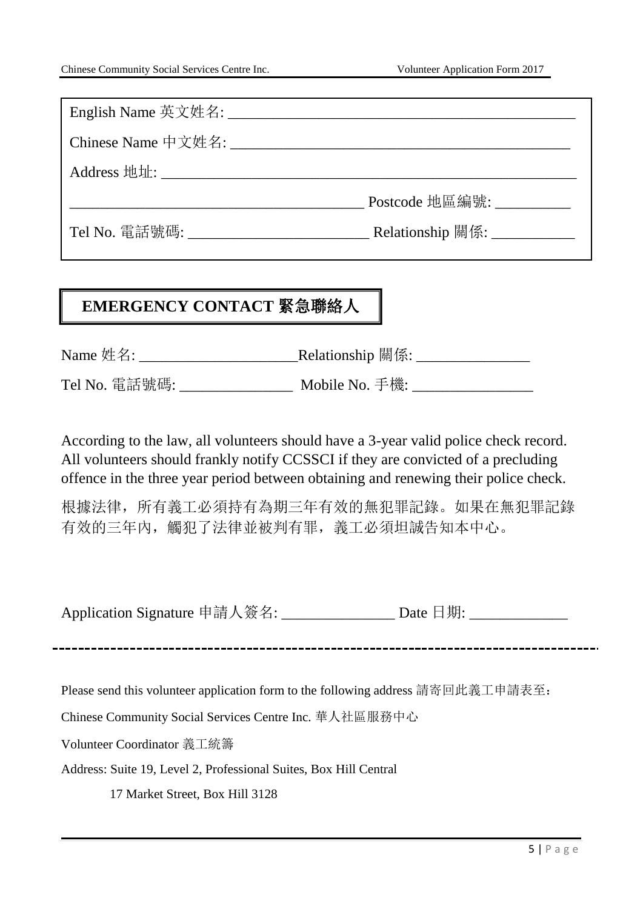English Name 英文姓名: ____________________________________________

Chinese Name 中文姓名: ___________________________________________

Address 地址: ___________________________________________________

_____________________________________ Postcode 地區編號: __________

Tel No. 電話號碼: ________________________ Relationship 關係: ___________

## EMERGENCY CONTACT 緊急聯絡人

Name 姓名: ____________________Relationship 關係: _______________

Tel No. 電話號碼: _______________ Mobile No. 手機: ________________

According to the law, all volunteers should have a 3-year valid police check record. All volunteers should frankly notify CCSSCI if they are convicted of a precluding offence in the three year period between obtaining and renewing their police check.

根據法律，所有義工必須持有為期三年有效的無犯罪記錄。如果在無犯罪記錄有效的三年內，觸犯了法律並被判有罪，義工必須坦誠告知本中心。

Application Signature 申請人簽名: _______________ Date 日期: _____________

---

Please send this volunteer application form to the following address 請寄回此義工申請表至：

Chinese Community Social Services Centre Inc. 華人社區服務中心

Volunteer Coordinator 義工統籌

Address: Suite 19, Level 2, Professional Suites, Box Hill Central

17 Market Street, Box Hill 3128